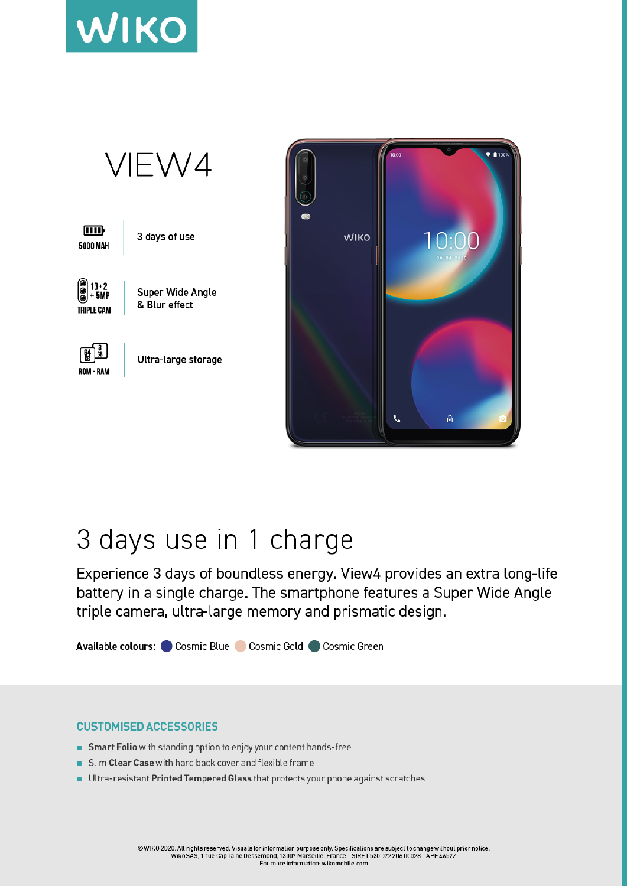WIKO

# VIEW4

| | |
|---|---|
| 5000 MAH | 3 days of use |
| 13+2 + 5MP TRIPLE CAM | Super Wide Angle & Blur effect |
| 64 GB 3 GB ROM - RAM | Ultra-large storage |

## 3 days use in 1 charge

Experience 3 days of boundless energy. View4 provides an extra long-life battery in a single charge. The smartphone features a Super Wide Angle triple camera, ultra-large memory and prismatic design.

**Available colours:** Cosmic Blue, Cosmic Gold, Cosmic Green

### CUSTOMISED ACCESSORIES

- **Smart Folio** with standing option to enjoy your content hands-free
- Slim **Clear Case** with hard back cover and flexible frame
- Ultra-resistant **Printed Tempered Glass** that protects your phone against scratches

©WIKO 2020. All rights reserved. Visuals for information purpose only. Specifications are subject to change without prior notice.
Wiko SAS, 1 rue Capitaine Dessemond, 13007 Marseille, France – SIRET 530 072206 00028 – APE 4652Z
For more information: wikomobile.com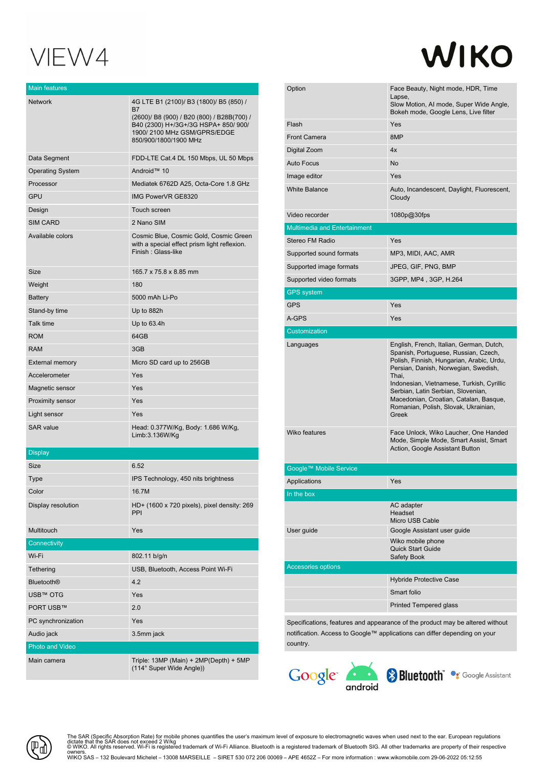# VIEW4

**WIKO**

| | |
|---|---|
| **Main features** | |
| Network | 4G LTE B1 (2100)/ B3 (1800)/ B5 (850) / B7 (2600)/ B8 (900) / B20 (800) / B28B(700) / B40 (2300) H+/3G+/3G HSPA+ 850/ 900/ 1900/ 2100 MHz GSM/GPRS/EDGE 850/900/1800/1900 MHz |
| Data Segment | FDD-LTE Cat.4 DL 150 Mbps, UL 50 Mbps |
| Operating System | Android™ 10 |
| Processor | Mediatek 6762D A25, Octa-Core 1.8 GHz |
| GPU | IMG PowerVR GE8320 |
| Design | Touch screen |
| SIM CARD | 2 Nano SIM |
| Available colors | Cosmic Blue, Cosmic Gold, Cosmic Green with a special effect prism light reflexion. Finish : Glass-like |
| Size | 165.7 x 75.8 x 8.85 mm |
| Weight | 180 |
| Battery | 5000 mAh Li-Po |
| Stand-by time | Up to 882h |
| Talk time | Up to 63.4h |
| ROM | 64GB |
| RAM | 3GB |
| External memory | Micro SD card up to 256GB |
| Accelerometer | Yes |
| Magnetic sensor | Yes |
| Proximity sensor | Yes |
| Light sensor | Yes |
| SAR value | Head: 0.377W/Kg, Body: 1.686 W/Kg, Limb:3.136W/Kg |
| **Display** | |
| Size | 6.52 |
| Type | IPS Technology, 450 nits brightness |
| Color | 16.7M |
| Display resolution | HD+ (1600 x 720 pixels), pixel density: 269 PPI |
| Multitouch | Yes |
| **Connectivity** | |
| Wi-Fi | 802.11 b/g/n |
| Tethering | USB, Bluetooth, Access Point Wi-Fi |
| Bluetooth® | 4.2 |
| USB™ OTG | Yes |
| PORT USB™ | 2.0 |
| PC synchronization | Yes |
| Audio jack | 3.5mm jack |
| **Photo and Video** | |
| Main camera | Triple: 13MP (Main) + 2MP(Depth) + 5MP (114° Super Wide Angle)) |
| Option | Face Beauty, Night mode, HDR, Time Lapse, Slow Motion, AI mode, Super Wide Angle, Bokeh mode, Google Lens, Live filter |
| Flash | Yes |
| Front Camera | 8MP |
| Digital Zoom | 4x |
| Auto Focus | No |
| Image editor | Yes |
| White Balance | Auto, Incandescent, Daylight, Fluorescent, Cloudy |
| Video recorder | 1080p@30fps |
| **Multimedia and Entertainment** | |
| Stereo FM Radio | Yes |
| Supported sound formats | MP3, MIDI, AAC, AMR |
| Supported image formats | JPEG, GIF, PNG, BMP |
| Supported video formats | 3GPP, MP4 , 3GP, H.264 |
| **GPS system** | |
| GPS | Yes |
| A-GPS | Yes |
| **Customization** | |
| Languages | English, French, Italian, German, Dutch, Spanish, Portuguese, Russian, Czech, Polish, Finnish, Hungarian, Arabic, Urdu, Persian, Danish, Norwegian, Swedish, Thai, Indonesian, Vietnamese, Turkish, Cyrillic Serbian, Latin Serbian, Slovenian, Macedonian, Croatian, Catalan, Basque, Romanian, Polish, Slovak, Ukrainian, Greek |
| Wiko features | Face Unlock, Wiko Laucher, One Handed Mode, Simple Mode, Smart Assist, Smart Action, Google Assistant Button |
| **Google™ Mobile Service** | |
| Applications | Yes |
| **In the box** | |
| | AC adapter Headset Micro USB Cable |
| User guide | Google Assistant user guide |
| | Wiko mobile phone Quick Start Guide Safety Book |
| **Accesories options** | |
| | Hybride Protective Case |
| | Smart folio |
| | Printed Tempered glass |

Specifications, features and appearance of the product may be altered without notification. Access to Google™ applications can differ depending on your country.

Google android Bluetooth® Google Assistant

The SAR (Specific Absorption Rate) for mobile phones quantifies the user's maximum level of exposure to electromagnetic waves when used next to the ear. European regulations dictate that the SAR does not exceed 2 W/kg
© WIKO. All rights reserved. Wi-Fi is registered trademark of Wi-Fi Alliance. Bluetooth is a registered trademark of Bluetooth SIG. All other trademarks are property of their respective owners.
WIKO SAS – 132 Boulevard Michelet – 13008 MARSEILLE – SIRET 530 072 206 00069 – APE 4652Z – For more information : www.wikomobile.com 29-06-2022 05:12:55